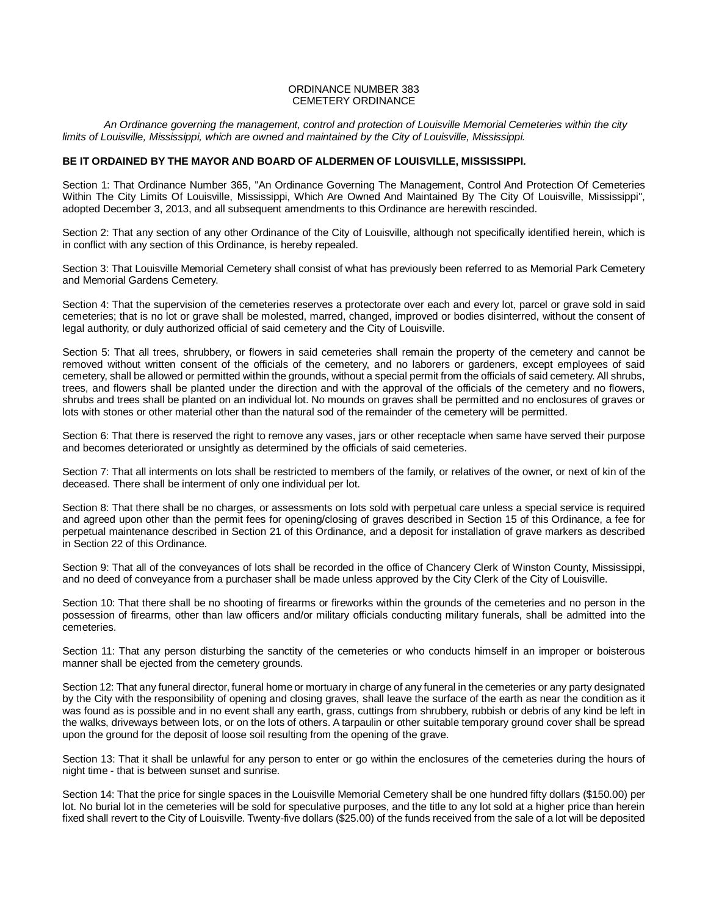# ORDINANCE NUMBER 383
# CEMETERY ORDINANCE

*An Ordinance governing the management, control and protection of Louisville Memorial Cemeteries within the city limits of Louisville, Mississippi, which are owned and maintained by the City of Louisville, Mississippi.*

**BE IT ORDAINED BY THE MAYOR AND BOARD OF ALDERMEN OF LOUISVILLE, MISSISSIPPI.**

Section 1: That Ordinance Number 365, "An Ordinance Governing The Management, Control And Protection Of Cemeteries Within The City Limits Of Louisville, Mississippi, Which Are Owned And Maintained By The City Of Louisville, Mississippi", adopted December 3, 2013, and all subsequent amendments to this Ordinance are herewith rescinded.

Section 2: That any section of any other Ordinance of the City of Louisville, although not specifically identified herein, which is in conflict with any section of this Ordinance, is hereby repealed.

Section 3: That Louisville Memorial Cemetery shall consist of what has previously been referred to as Memorial Park Cemetery and Memorial Gardens Cemetery.

Section 4: That the supervision of the cemeteries reserves a protectorate over each and every lot, parcel or grave sold in said cemeteries; that is no lot or grave shall be molested, marred, changed, improved or bodies disinterred, without the consent of legal authority, or duly authorized official of said cemetery and the City of Louisville.

Section 5: That all trees, shrubbery, or flowers in said cemeteries shall remain the property of the cemetery and cannot be removed without written consent of the officials of the cemetery, and no laborers or gardeners, except employees of said cemetery, shall be allowed or permitted within the grounds, without a special permit from the officials of said cemetery. All shrubs, trees, and flowers shall be planted under the direction and with the approval of the officials of the cemetery and no flowers, shrubs and trees shall be planted on an individual lot. No mounds on graves shall be permitted and no enclosures of graves or lots with stones or other material other than the natural sod of the remainder of the cemetery will be permitted.

Section 6: That there is reserved the right to remove any vases, jars or other receptacle when same have served their purpose and becomes deteriorated or unsightly as determined by the officials of said cemeteries.

Section 7: That all interments on lots shall be restricted to members of the family, or relatives of the owner, or next of kin of the deceased. There shall be interment of only one individual per lot.

Section 8: That there shall be no charges, or assessments on lots sold with perpetual care unless a special service is required and agreed upon other than the permit fees for opening/closing of graves described in Section 15 of this Ordinance, a fee for perpetual maintenance described in Section 21 of this Ordinance, and a deposit for installation of grave markers as described in Section 22 of this Ordinance.

Section 9: That all of the conveyances of lots shall be recorded in the office of Chancery Clerk of Winston County, Mississippi, and no deed of conveyance from a purchaser shall be made unless approved by the City Clerk of the City of Louisville.

Section 10: That there shall be no shooting of firearms or fireworks within the grounds of the cemeteries and no person in the possession of firearms, other than law officers and/or military officials conducting military funerals, shall be admitted into the cemeteries.

Section 11: That any person disturbing the sanctity of the cemeteries or who conducts himself in an improper or boisterous manner shall be ejected from the cemetery grounds.

Section 12: That any funeral director, funeral home or mortuary in charge of any funeral in the cemeteries or any party designated by the City with the responsibility of opening and closing graves, shall leave the surface of the earth as near the condition as it was found as is possible and in no event shall any earth, grass, cuttings from shrubbery, rubbish or debris of any kind be left in the walks, driveways between lots, or on the lots of others. A tarpaulin or other suitable temporary ground cover shall be spread upon the ground for the deposit of loose soil resulting from the opening of the grave.

Section 13: That it shall be unlawful for any person to enter or go within the enclosures of the cemeteries during the hours of night time - that is between sunset and sunrise.

Section 14: That the price for single spaces in the Louisville Memorial Cemetery shall be one hundred fifty dollars ($150.00) per lot. No burial lot in the cemeteries will be sold for speculative purposes, and the title to any lot sold at a higher price than herein fixed shall revert to the City of Louisville. Twenty-five dollars ($25.00) of the funds received from the sale of a lot will be deposited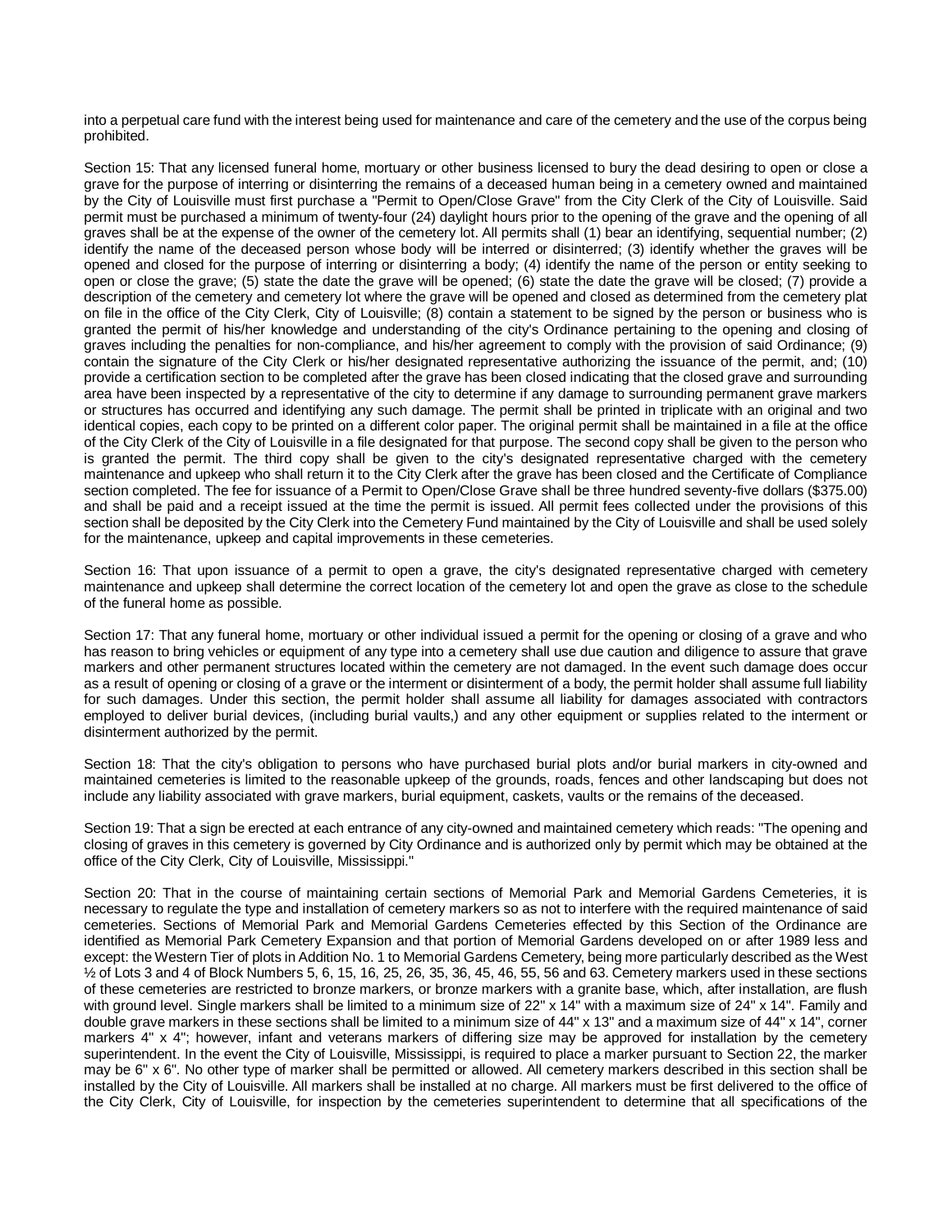into a perpetual care fund with the interest being used for maintenance and care of the cemetery and the use of the corpus being prohibited.

Section 15: That any licensed funeral home, mortuary or other business licensed to bury the dead desiring to open or close a grave for the purpose of interring or disinterring the remains of a deceased human being in a cemetery owned and maintained by the City of Louisville must first purchase a "Permit to Open/Close Grave" from the City Clerk of the City of Louisville. Said permit must be purchased a minimum of twenty-four (24) daylight hours prior to the opening of the grave and the opening of all graves shall be at the expense of the owner of the cemetery lot. All permits shall (1) bear an identifying, sequential number; (2) identify the name of the deceased person whose body will be interred or disinterred; (3) identify whether the graves will be opened and closed for the purpose of interring or disinterring a body; (4) identify the name of the person or entity seeking to open or close the grave; (5) state the date the grave will be opened; (6) state the date the grave will be closed; (7) provide a description of the cemetery and cemetery lot where the grave will be opened and closed as determined from the cemetery plat on file in the office of the City Clerk, City of Louisville; (8) contain a statement to be signed by the person or business who is granted the permit of his/her knowledge and understanding of the city's Ordinance pertaining to the opening and closing of graves including the penalties for non-compliance, and his/her agreement to comply with the provision of said Ordinance; (9) contain the signature of the City Clerk or his/her designated representative authorizing the issuance of the permit, and; (10) provide a certification section to be completed after the grave has been closed indicating that the closed grave and surrounding area have been inspected by a representative of the city to determine if any damage to surrounding permanent grave markers or structures has occurred and identifying any such damage. The permit shall be printed in triplicate with an original and two identical copies, each copy to be printed on a different color paper. The original permit shall be maintained in a file at the office of the City Clerk of the City of Louisville in a file designated for that purpose. The second copy shall be given to the person who is granted the permit. The third copy shall be given to the city's designated representative charged with the cemetery maintenance and upkeep who shall return it to the City Clerk after the grave has been closed and the Certificate of Compliance section completed. The fee for issuance of a Permit to Open/Close Grave shall be three hundred seventy-five dollars ($375.00) and shall be paid and a receipt issued at the time the permit is issued. All permit fees collected under the provisions of this section shall be deposited by the City Clerk into the Cemetery Fund maintained by the City of Louisville and shall be used solely for the maintenance, upkeep and capital improvements in these cemeteries.

Section 16: That upon issuance of a permit to open a grave, the city's designated representative charged with cemetery maintenance and upkeep shall determine the correct location of the cemetery lot and open the grave as close to the schedule of the funeral home as possible.

Section 17: That any funeral home, mortuary or other individual issued a permit for the opening or closing of a grave and who has reason to bring vehicles or equipment of any type into a cemetery shall use due caution and diligence to assure that grave markers and other permanent structures located within the cemetery are not damaged. In the event such damage does occur as a result of opening or closing of a grave or the interment or disinterment of a body, the permit holder shall assume full liability for such damages. Under this section, the permit holder shall assume all liability for damages associated with contractors employed to deliver burial devices, (including burial vaults,) and any other equipment or supplies related to the interment or disinterment authorized by the permit.

Section 18: That the city's obligation to persons who have purchased burial plots and/or burial markers in city-owned and maintained cemeteries is limited to the reasonable upkeep of the grounds, roads, fences and other landscaping but does not include any liability associated with grave markers, burial equipment, caskets, vaults or the remains of the deceased.

Section 19: That a sign be erected at each entrance of any city-owned and maintained cemetery which reads: "The opening and closing of graves in this cemetery is governed by City Ordinance and is authorized only by permit which may be obtained at the office of the City Clerk, City of Louisville, Mississippi."

Section 20: That in the course of maintaining certain sections of Memorial Park and Memorial Gardens Cemeteries, it is necessary to regulate the type and installation of cemetery markers so as not to interfere with the required maintenance of said cemeteries. Sections of Memorial Park and Memorial Gardens Cemeteries effected by this Section of the Ordinance are identified as Memorial Park Cemetery Expansion and that portion of Memorial Gardens developed on or after 1989 less and except: the Western Tier of plots in Addition No. 1 to Memorial Gardens Cemetery, being more particularly described as the West ½ of Lots 3 and 4 of Block Numbers 5, 6, 15, 16, 25, 26, 35, 36, 45, 46, 55, 56 and 63. Cemetery markers used in these sections of these cemeteries are restricted to bronze markers, or bronze markers with a granite base, which, after installation, are flush with ground level. Single markers shall be limited to a minimum size of 22" x 14" with a maximum size of 24" x 14". Family and double grave markers in these sections shall be limited to a minimum size of 44" x 13" and a maximum size of 44" x 14", corner markers 4" x 4"; however, infant and veterans markers of differing size may be approved for installation by the cemetery superintendent. In the event the City of Louisville, Mississippi, is required to place a marker pursuant to Section 22, the marker may be 6" x 6". No other type of marker shall be permitted or allowed. All cemetery markers described in this section shall be installed by the City of Louisville. All markers shall be installed at no charge. All markers must be first delivered to the office of the City Clerk, City of Louisville, for inspection by the cemeteries superintendent to determine that all specifications of the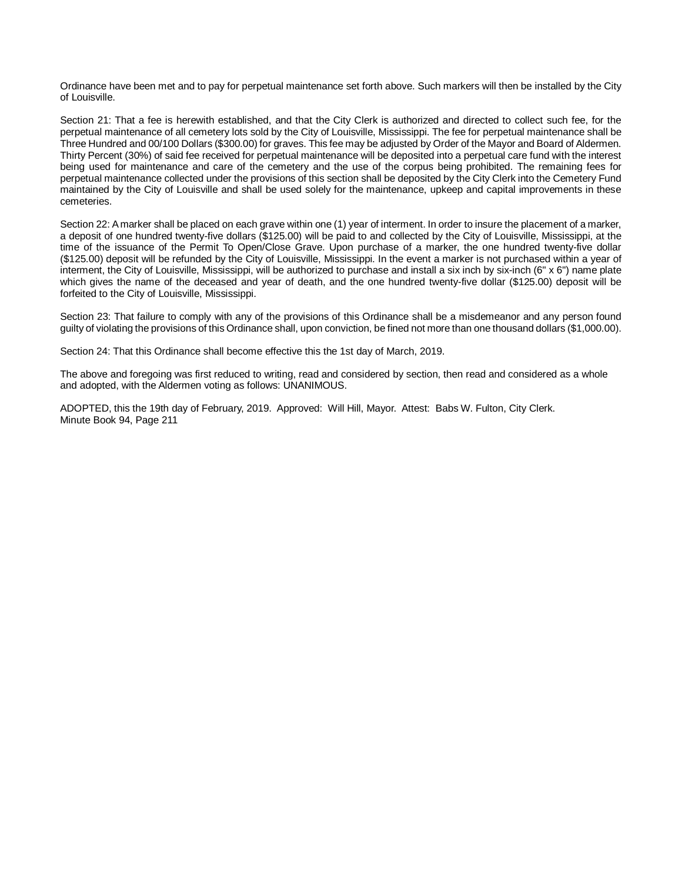Ordinance have been met and to pay for perpetual maintenance set forth above. Such markers will then be installed by the City of Louisville.

Section 21: That a fee is herewith established, and that the City Clerk is authorized and directed to collect such fee, for the perpetual maintenance of all cemetery lots sold by the City of Louisville, Mississippi. The fee for perpetual maintenance shall be Three Hundred and 00/100 Dollars ($300.00) for graves. This fee may be adjusted by Order of the Mayor and Board of Aldermen. Thirty Percent (30%) of said fee received for perpetual maintenance will be deposited into a perpetual care fund with the interest being used for maintenance and care of the cemetery and the use of the corpus being prohibited. The remaining fees for perpetual maintenance collected under the provisions of this section shall be deposited by the City Clerk into the Cemetery Fund maintained by the City of Louisville and shall be used solely for the maintenance, upkeep and capital improvements in these cemeteries.

Section 22: A marker shall be placed on each grave within one (1) year of interment. In order to insure the placement of a marker, a deposit of one hundred twenty-five dollars ($125.00) will be paid to and collected by the City of Louisville, Mississippi, at the time of the issuance of the Permit To Open/Close Grave. Upon purchase of a marker, the one hundred twenty-five dollar ($125.00) deposit will be refunded by the City of Louisville, Mississippi. In the event a marker is not purchased within a year of interment, the City of Louisville, Mississippi, will be authorized to purchase and install a six inch by six-inch (6" x 6") name plate which gives the name of the deceased and year of death, and the one hundred twenty-five dollar ($125.00) deposit will be forfeited to the City of Louisville, Mississippi.

Section 23: That failure to comply with any of the provisions of this Ordinance shall be a misdemeanor and any person found guilty of violating the provisions of this Ordinance shall, upon conviction, be fined not more than one thousand dollars ($1,000.00).

Section 24: That this Ordinance shall become effective this the 1st day of March, 2019.

The above and foregoing was first reduced to writing, read and considered by section, then read and considered as a whole and adopted, with the Aldermen voting as follows: UNANIMOUS.

ADOPTED, this the 19th day of February, 2019. Approved: Will Hill, Mayor. Attest: Babs W. Fulton, City Clerk.
Minute Book 94, Page 211